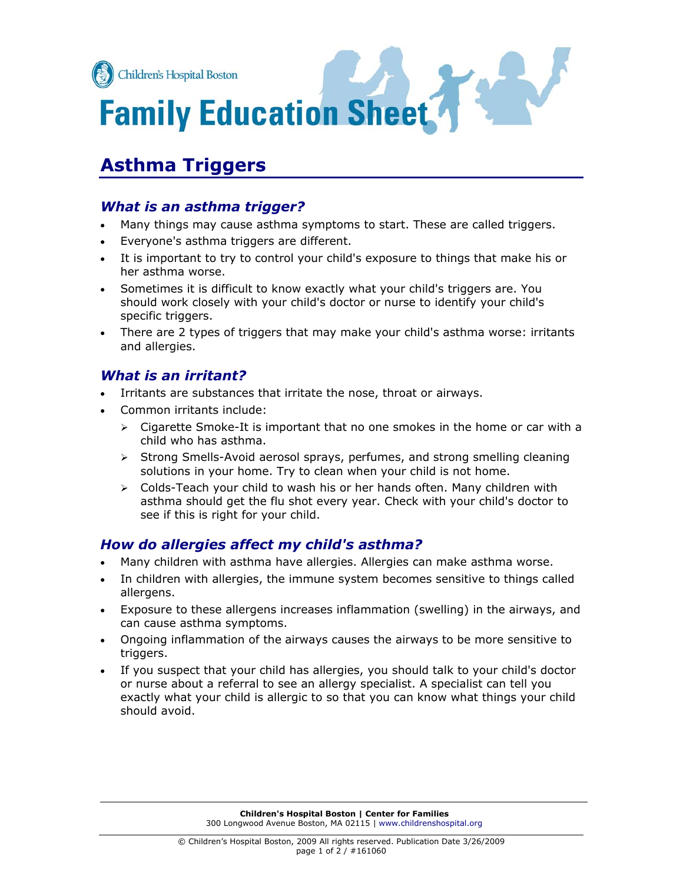Children's Hospital Boston

# Family Education Sheet

## Asthma Triggers

### *What is an asthma trigger?*

- Many things may cause asthma symptoms to start. These are called triggers.
- Everyone's asthma triggers are different.
- It is important to try to control your child's exposure to things that make his or her asthma worse.
- Sometimes it is difficult to know exactly what your child's triggers are. You should work closely with your child's doctor or nurse to identify your child's specific triggers.
- There are 2 types of triggers that may make your child's asthma worse: irritants and allergies.

### *What is an irritant?*

- Irritants are substances that irritate the nose, throat or airways.
- Common irritants include:
  - Cigarette Smoke-It is important that no one smokes in the home or car with a child who has asthma.
  - Strong Smells-Avoid aerosol sprays, perfumes, and strong smelling cleaning solutions in your home. Try to clean when your child is not home.
  - Colds-Teach your child to wash his or her hands often. Many children with asthma should get the flu shot every year. Check with your child's doctor to see if this is right for your child.

### *How do allergies affect my child's asthma?*

- Many children with asthma have allergies. Allergies can make asthma worse.
- In children with allergies, the immune system becomes sensitive to things called allergens.
- Exposure to these allergens increases inflammation (swelling) in the airways, and can cause asthma symptoms.
- Ongoing inflammation of the airways causes the airways to be more sensitive to triggers.
- If you suspect that your child has allergies, you should talk to your child's doctor or nurse about a referral to see an allergy specialist. A specialist can tell you exactly what your child is allergic to so that you can know what things your child should avoid.

**Children's Hospital Boston | Center for Families**
300 Longwood Avenue Boston, MA 02115 | www.childrenshospital.org

© Children's Hospital Boston, 2009 All rights reserved. Publication Date 3/26/2009
#161060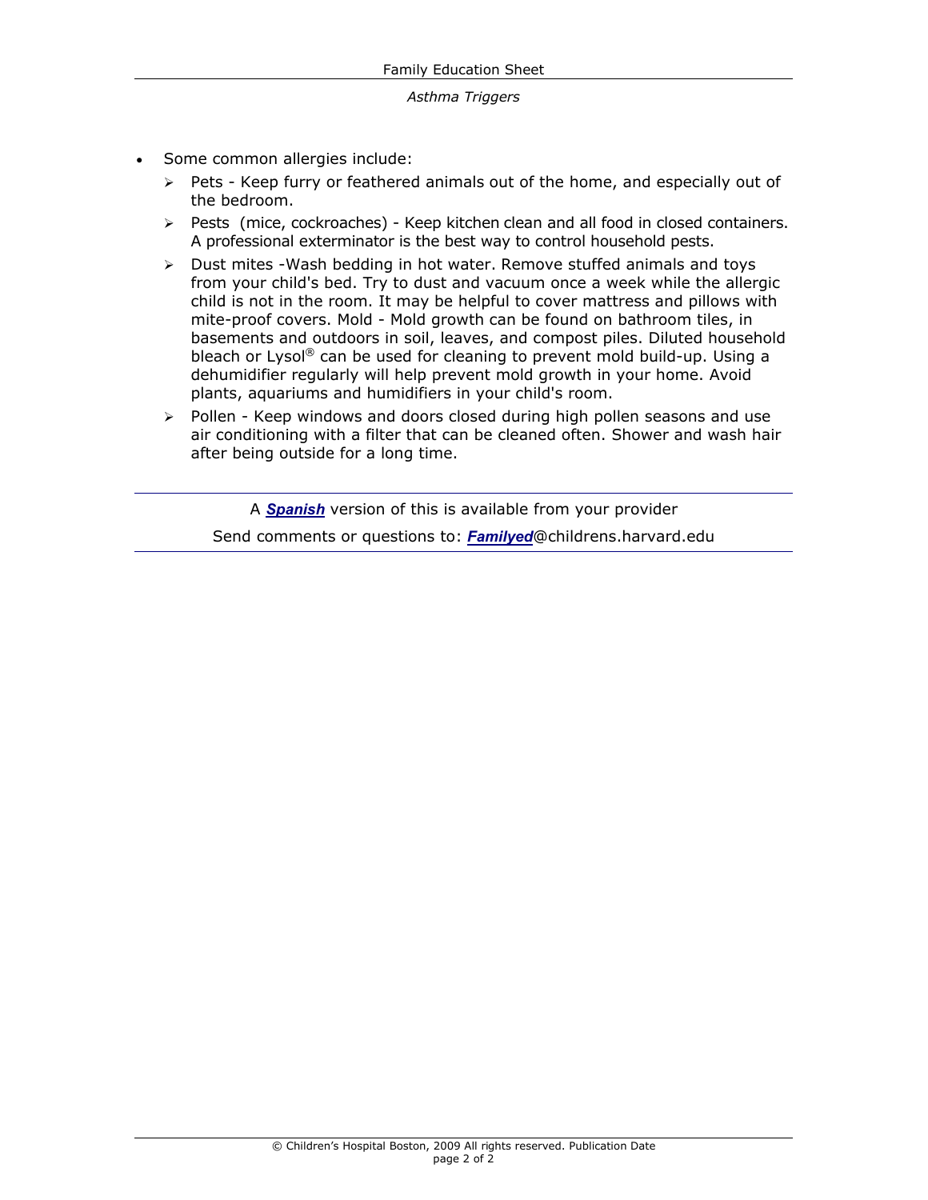- Some common allergies include:
  - Pets - Keep furry or feathered animals out of the home, and especially out of the bedroom.
  - Pests (mice, cockroaches) - Keep kitchen clean and all food in closed containers. A professional exterminator is the best way to control household pests.
  - Dust mites -Wash bedding in hot water. Remove stuffed animals and toys from your child's bed. Try to dust and vacuum once a week while the allergic child is not in the room. It may be helpful to cover mattress and pillows with mite-proof covers. Mold - Mold growth can be found on bathroom tiles, in basements and outdoors in soil, leaves, and compost piles. Diluted household bleach or Lysol® can be used for cleaning to prevent mold build-up. Using a dehumidifier regularly will help prevent mold growth in your home. Avoid plants, aquariums and humidifiers in your child's room.
  - Pollen - Keep windows and doors closed during high pollen seasons and use air conditioning with a filter that can be cleaned often. Shower and wash hair after being outside for a long time.

---

A ***Spanish*** version of this is available from your provider

Send comments or questions to: ***Familyed***@childrens.harvard.edu

---

© Children's Hospital Boston, 2009 All rights reserved. Publication Date